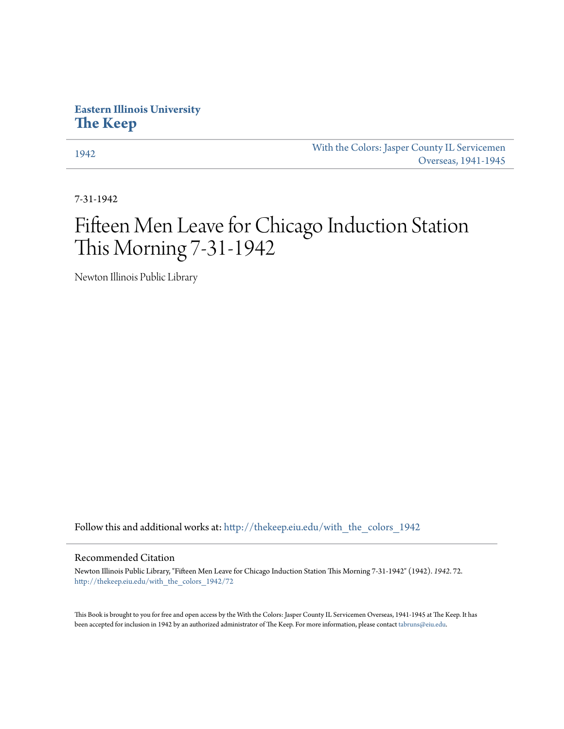**Eastern Illinois University**
**The Keep**

1942

With the Colors: Jasper County IL Servicemen Overseas, 1941-1945

7-31-1942

# Fifteen Men Leave for Chicago Induction Station This Morning 7-31-1942

Newton Illinois Public Library

Follow this and additional works at: http://thekeep.eiu.edu/with_the_colors_1942

## Recommended Citation

Newton Illinois Public Library, "Fifteen Men Leave for Chicago Induction Station This Morning 7-31-1942" (1942). *1942*. 72.
http://thekeep.eiu.edu/with_the_colors_1942/72

This Book is brought to you for free and open access by the With the Colors: Jasper County IL Servicemen Overseas, 1941-1945 at The Keep. It has been accepted for inclusion in 1942 by an authorized administrator of The Keep. For more information, please contact tabruns@eiu.edu.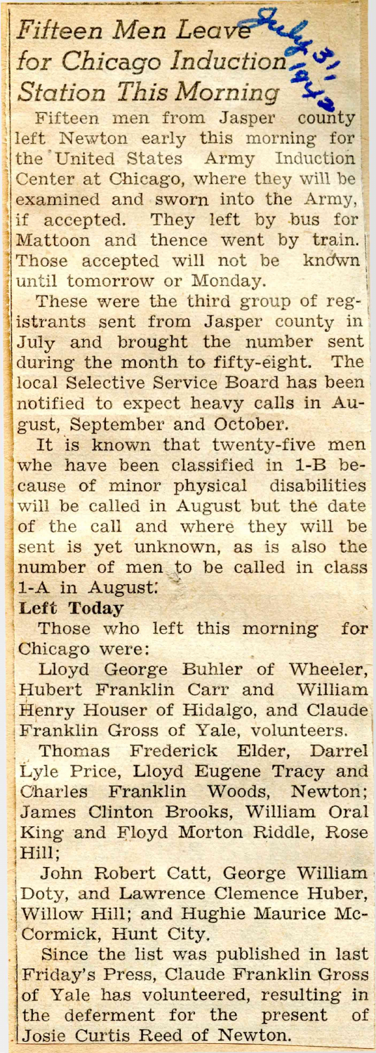# Fifteen Men Leave for Chicago Induction Station This Morning

July 31 1942

Fifteen men from Jasper county left Newton early this morning for the United States Army Induction Center at Chicago, where they will be examined and sworn into the Army, if accepted. They left by bus for Mattoon and thence went by train. Those accepted will not be known until tomorrow or Monday.

These were the third group of registrants sent from Jasper county in July and brought the number sent during the month to fifty-eight. The local Selective Service Board has been notified to expect heavy calls in August, September and October.

It is known that twenty-five men whe have been classified in 1-B because of minor physical disabilities will be called in August but the date of the call and where they will be sent is yet unknown, as is also the number of men to be called in class 1-A in August.

**Left Today**

Those who left this morning for Chicago were:

Lloyd George Buhler of Wheeler, Hubert Franklin Carr and William Henry Houser of Hidalgo, and Claude Franklin Gross of Yale, volunteers.

Thomas Frederick Elder, Darrel Lyle Price, Lloyd Eugene Tracy and Charles Franklin Woods, Newton; James Clinton Brooks, William Oral King and Floyd Morton Riddle, Rose Hill;

John Robert Catt, George William Doty, and Lawrence Clemence Huber, Willow Hill; and Hughie Maurice McCormick, Hunt City.

Since the list was published in last Friday's Press, Claude Franklin Gross of Yale has volunteered, resulting in the deferment for the present of Josie Curtis Reed of Newton.